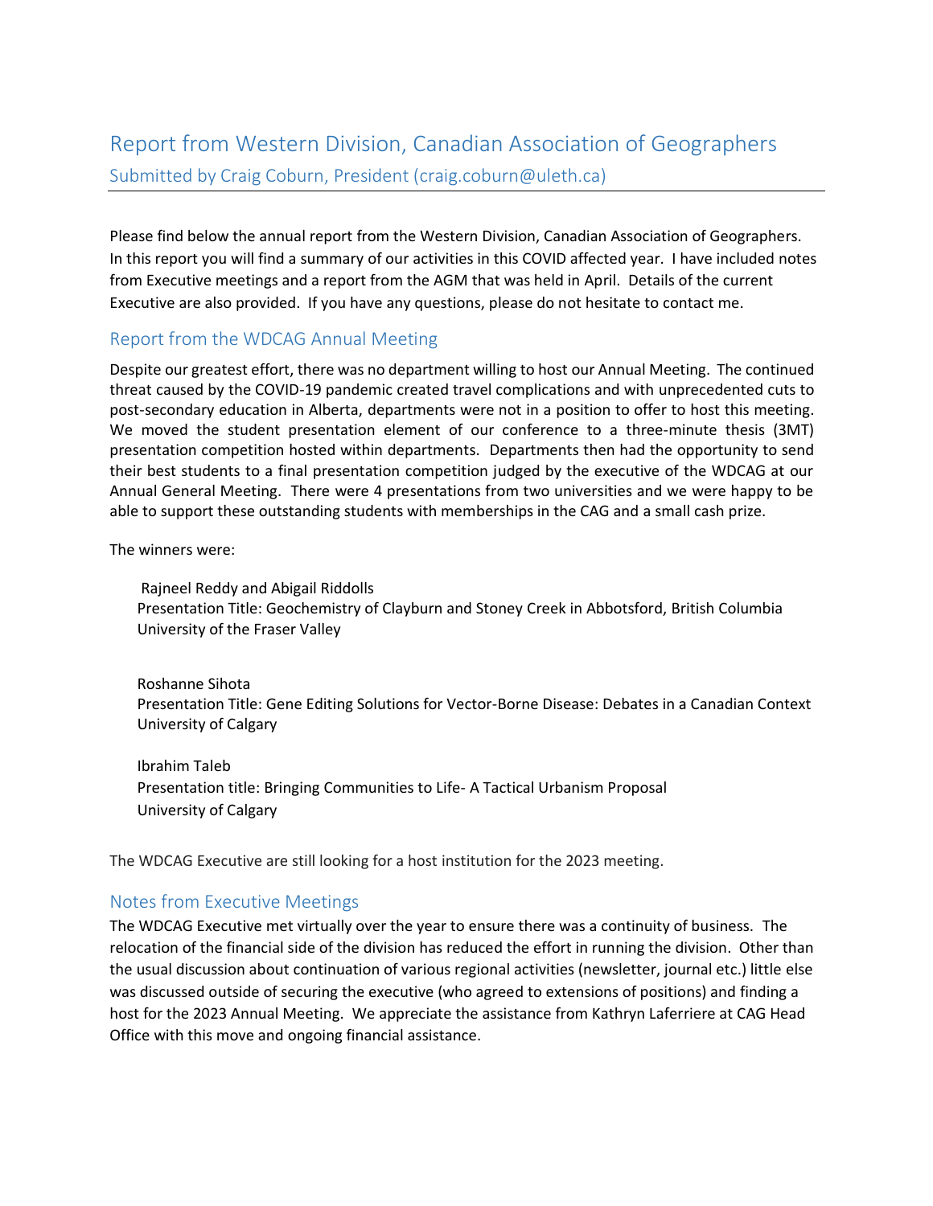# Report from Western Division, Canadian Association of Geographers

## Submitted by Craig Coburn, President (craig.coburn@uleth.ca)

Please find below the annual report from the Western Division, Canadian Association of Geographers. In this report you will find a summary of our activities in this COVID affected year. I have included notes from Executive meetings and a report from the AGM that was held in April. Details of the current Executive are also provided. If you have any questions, please do not hesitate to contact me.

## Report from the WDCAG Annual Meeting

Despite our greatest effort, there was no department willing to host our Annual Meeting. The continued threat caused by the COVID-19 pandemic created travel complications and with unprecedented cuts to post-secondary education in Alberta, departments were not in a position to offer to host this meeting. We moved the student presentation element of our conference to a three-minute thesis (3MT) presentation competition hosted within departments. Departments then had the opportunity to send their best students to a final presentation competition judged by the executive of the WDCAG at our Annual General Meeting. There were 4 presentations from two universities and we were happy to be able to support these outstanding students with memberships in the CAG and a small cash prize.

The winners were:

Rajneel Reddy and Abigail Riddolls
Presentation Title: Geochemistry of Clayburn and Stoney Creek in Abbotsford, British Columbia
University of the Fraser Valley

Roshanne Sihota
Presentation Title: Gene Editing Solutions for Vector-Borne Disease: Debates in a Canadian Context
University of Calgary

Ibrahim Taleb
Presentation title: Bringing Communities to Life- A Tactical Urbanism Proposal
University of Calgary

The WDCAG Executive are still looking for a host institution for the 2023 meeting.

## Notes from Executive Meetings

The WDCAG Executive met virtually over the year to ensure there was a continuity of business. The relocation of the financial side of the division has reduced the effort in running the division. Other than the usual discussion about continuation of various regional activities (newsletter, journal etc.) little else was discussed outside of securing the executive (who agreed to extensions of positions) and finding a host for the 2023 Annual Meeting. We appreciate the assistance from Kathryn Laferriere at CAG Head Office with this move and ongoing financial assistance.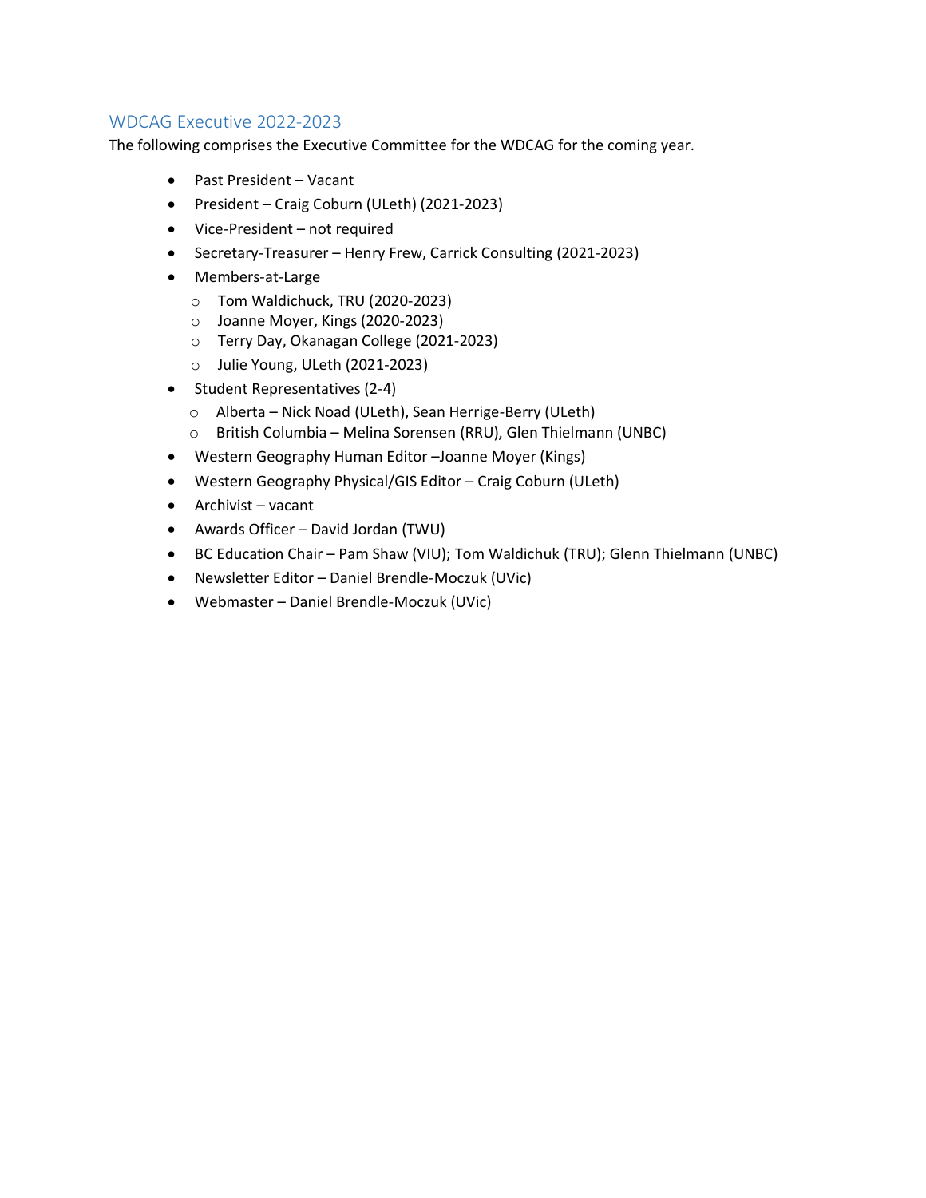## WDCAG Executive 2022-2023

The following comprises the Executive Committee for the WDCAG for the coming year.

- Past President – Vacant
- President – Craig Coburn (ULeth) (2021-2023)
- Vice-President – not required
- Secretary-Treasurer – Henry Frew, Carrick Consulting (2021-2023)
- Members-at-Large
    - Tom Waldichuck, TRU (2020-2023)
    - Joanne Moyer, Kings (2020-2023)
    - Terry Day, Okanagan College (2021-2023)
    - Julie Young, ULeth (2021-2023)
- Student Representatives (2-4)
    - Alberta – Nick Noad (ULeth), Sean Herrige-Berry (ULeth)
    - British Columbia – Melina Sorensen (RRU), Glen Thielmann (UNBC)
- Western Geography Human Editor –Joanne Moyer (Kings)
- Western Geography Physical/GIS Editor – Craig Coburn (ULeth)
- Archivist – vacant
- Awards Officer – David Jordan (TWU)
- BC Education Chair – Pam Shaw (VIU); Tom Waldichuk (TRU); Glenn Thielmann (UNBC)
- Newsletter Editor – Daniel Brendle-Moczuk (UVic)
- Webmaster – Daniel Brendle-Moczuk (UVic)